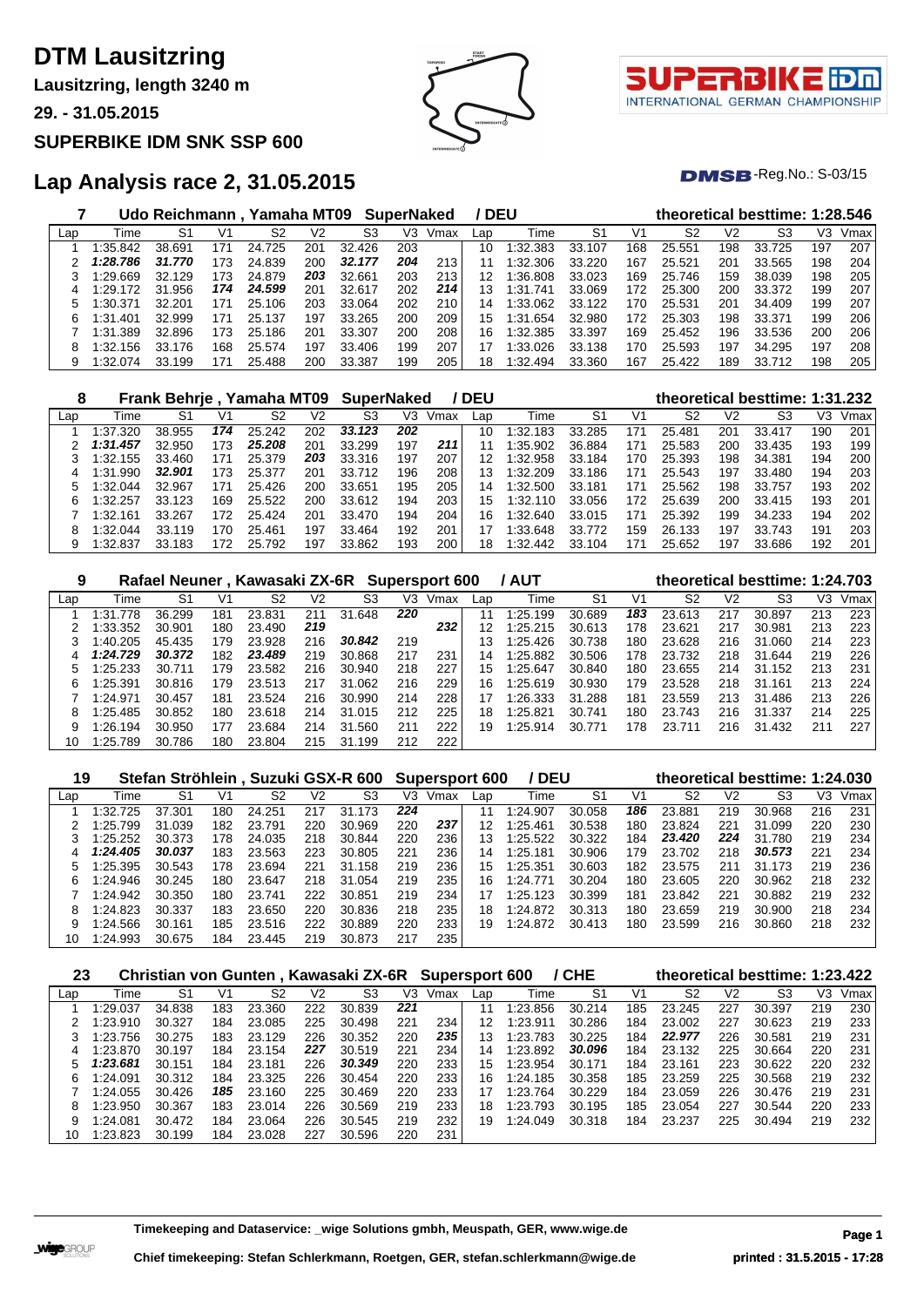# DTM Lausitzring

**Lausitzring, length 3240 m**

**29. - 31.05.2015**

**SUPERBIKE IDM SNK SSP 600**

## Lap Analysis race 2, 31.05.2015

DMSB-Reg.No.: S-03/15

### 7 Udo Reichmann , Yamaha MT09 SuperNaked / DEU — theoretical besttime: 1:28.546

| Lap | Time | S1 | V1 | S2 | V2 | S3 | V3 | Vmax | Lap | Time | S1 | V1 | S2 | V2 | S3 | V3 | Vmax |
|---|---|---|---|---|---|---|---|---|---|---|---|---|---|---|---|---|---|
| 1 | 1:35.842 | 38.691 | 171 | 24.725 | 201 | 32.426 | 203 | | 10 | 1:32.383 | 33.107 | 168 | 25.551 | 198 | 33.725 | 197 | 207 |
| 2 | ***1:28.786*** | ***31.770*** | 173 | 24.839 | 200 | ***32.177*** | ***204*** | 213 | 11 | 1:32.306 | 33.220 | 167 | 25.521 | 201 | 33.565 | 198 | 204 |
| 3 | 1:29.669 | 32.129 | 173 | 24.879 | ***203*** | 32.661 | 203 | 213 | 12 | 1:36.808 | 33.023 | 169 | 25.746 | 159 | 38.039 | 198 | 205 |
| 4 | 1:29.172 | 31.956 | ***174*** | ***24.599*** | 201 | 32.617 | 202 | ***214*** | 13 | 1:31.741 | 33.069 | 172 | 25.300 | 200 | 33.372 | 199 | 207 |
| 5 | 1:30.371 | 32.201 | 171 | 25.106 | 203 | 33.064 | 202 | 210 | 14 | 1:33.062 | 33.122 | 170 | 25.531 | 201 | 34.409 | 199 | 207 |
| 6 | 1:31.401 | 32.999 | 171 | 25.137 | 197 | 33.265 | 200 | 209 | 15 | 1:31.654 | 32.980 | 172 | 25.303 | 198 | 33.371 | 199 | 206 |
| 7 | 1:31.389 | 32.896 | 173 | 25.186 | 201 | 33.307 | 200 | 208 | 16 | 1:32.385 | 33.397 | 169 | 25.452 | 196 | 33.536 | 200 | 206 |
| 8 | 1:32.156 | 33.176 | 168 | 25.574 | 197 | 33.406 | 199 | 207 | 17 | 1:33.026 | 33.138 | 170 | 25.593 | 197 | 34.295 | 197 | 208 |
| 9 | 1:32.074 | 33.199 | 171 | 25.488 | 200 | 33.387 | 199 | 205 | 18 | 1:32.494 | 33.360 | 167 | 25.422 | 189 | 33.712 | 198 | 205 |

### 8 Frank Behrje , Yamaha MT09 SuperNaked / DEU — theoretical besttime: 1:31.232

| Lap | Time | S1 | V1 | S2 | V2 | S3 | V3 | Vmax | Lap | Time | S1 | V1 | S2 | V2 | S3 | V3 | Vmax |
|---|---|---|---|---|---|---|---|---|---|---|---|---|---|---|---|---|---|
| 1 | 1:37.320 | 38.955 | ***174*** | 25.242 | 202 | ***33.123*** | ***202*** | | 10 | 1:32.183 | 33.285 | 171 | 25.481 | 201 | 33.417 | 190 | 201 |
| 2 | ***1:31.457*** | 32.950 | 173 | ***25.208*** | 201 | 33.299 | 197 | ***211*** | 11 | 1:35.902 | 36.884 | 171 | 25.583 | 200 | 33.435 | 193 | 199 |
| 3 | 1:32.155 | 33.460 | 171 | 25.379 | ***203*** | 33.316 | 197 | 207 | 12 | 1:32.958 | 33.184 | 170 | 25.393 | 198 | 34.381 | 194 | 200 |
| 4 | 1:31.990 | ***32.901*** | 173 | 25.377 | 201 | 33.712 | 196 | 208 | 13 | 1:32.209 | 33.186 | 171 | 25.543 | 197 | 33.480 | 194 | 203 |
| 5 | 1:32.044 | 32.967 | 171 | 25.426 | 200 | 33.651 | 195 | 205 | 14 | 1:32.500 | 33.181 | 171 | 25.562 | 198 | 33.757 | 193 | 202 |
| 6 | 1:32.257 | 33.123 | 169 | 25.522 | 200 | 33.612 | 194 | 203 | 15 | 1:32.110 | 33.056 | 172 | 25.639 | 200 | 33.415 | 193 | 201 |
| 7 | 1:32.161 | 33.267 | 172 | 25.424 | 201 | 33.470 | 194 | 204 | 16 | 1:32.640 | 33.015 | 171 | 25.392 | 199 | 34.233 | 194 | 202 |
| 8 | 1:32.044 | 33.119 | 170 | 25.461 | 197 | 33.464 | 192 | 201 | 17 | 1:33.648 | 33.772 | 159 | 26.133 | 197 | 33.743 | 191 | 203 |
| 9 | 1:32.837 | 33.183 | 172 | 25.792 | 197 | 33.862 | 193 | 200 | 18 | 1:32.442 | 33.104 | 171 | 25.652 | 197 | 33.686 | 192 | 201 |

### 9 Rafael Neuner , Kawasaki ZX-6R Supersport 600 / AUT — theoretical besttime: 1:24.703

| Lap | Time | S1 | V1 | S2 | V2 | S3 | V3 | Vmax | Lap | Time | S1 | V1 | S2 | V2 | S3 | V3 | Vmax |
|---|---|---|---|---|---|---|---|---|---|---|---|---|---|---|---|---|---|
| 1 | 1:31.778 | 36.299 | 181 | 23.831 | 211 | 31.648 | ***220*** | | 11 | 1:25.199 | 30.689 | ***183*** | 23.613 | 217 | 30.897 | 213 | 223 |
| 2 | 1:33.352 | 30.901 | 180 | 23.490 | ***219*** | | | ***232*** | 12 | 1:25.215 | 30.613 | 178 | 23.621 | 217 | 30.981 | 213 | 223 |
| 3 | 1:40.205 | 45.435 | 179 | 23.928 | 216 | ***30.842*** | 219 | | 13 | 1:25.426 | 30.738 | 180 | 23.628 | 216 | 31.060 | 214 | 223 |
| 4 | ***1:24.729*** | ***30.372*** | 182 | ***23.489*** | 219 | 30.868 | 217 | 231 | 14 | 1:25.882 | 30.506 | 178 | 23.732 | 218 | 31.644 | 219 | 226 |
| 5 | 1:25.233 | 30.711 | 179 | 23.582 | 216 | 30.940 | 218 | 227 | 15 | 1:25.647 | 30.840 | 180 | 23.655 | 214 | 31.152 | 213 | 231 |
| 6 | 1:25.391 | 30.816 | 179 | 23.513 | 217 | 31.062 | 216 | 229 | 16 | 1:25.619 | 30.930 | 179 | 23.528 | 218 | 31.161 | 213 | 224 |
| 7 | 1:24.971 | 30.457 | 181 | 23.524 | 216 | 30.990 | 214 | 228 | 17 | 1:26.333 | 31.288 | 181 | 23.559 | 213 | 31.486 | 213 | 226 |
| 8 | 1:25.485 | 30.852 | 180 | 23.618 | 214 | 31.015 | 212 | 225 | 18 | 1:25.821 | 30.741 | 180 | 23.743 | 216 | 31.337 | 214 | 225 |
| 9 | 1:26.194 | 30.950 | 177 | 23.684 | 214 | 31.560 | 211 | 222 | 19 | 1:25.914 | 30.771 | 178 | 23.711 | 216 | 31.432 | 211 | 227 |
| 10 | 1:25.789 | 30.786 | 180 | 23.804 | 215 | 31.199 | 212 | 222 | | | | | | | | | |

### 19 Stefan Ströhlein , Suzuki GSX-R 600 Supersport 600 / DEU — theoretical besttime: 1:24.030

| Lap | Time | S1 | V1 | S2 | V2 | S3 | V3 | Vmax | Lap | Time | S1 | V1 | S2 | V2 | S3 | V3 | Vmax |
|---|---|---|---|---|---|---|---|---|---|---|---|---|---|---|---|---|---|
| 1 | 1:32.725 | 37.301 | 180 | 24.251 | 217 | 31.173 | ***224*** | | 11 | 1:24.907 | 30.058 | ***186*** | 23.881 | 219 | 30.968 | 216 | 231 |
| 2 | 1:25.799 | 31.039 | 182 | 23.791 | 220 | 30.969 | 220 | ***237*** | 12 | 1:25.461 | 30.538 | 180 | 23.824 | 221 | 31.099 | 220 | 230 |
| 3 | 1:25.252 | 30.373 | 178 | 24.035 | 218 | 30.844 | 220 | 236 | 13 | 1:25.522 | 30.322 | 184 | ***23.420*** | ***224*** | 31.780 | 219 | 234 |
| 4 | ***1:24.405*** | ***30.037*** | 183 | 23.563 | 223 | 30.805 | 221 | 236 | 14 | 1:25.181 | 30.906 | 179 | 23.702 | 218 | ***30.573*** | 221 | 234 |
| 5 | 1:25.395 | 30.543 | 178 | 23.694 | 221 | 31.158 | 219 | 236 | 15 | 1:25.351 | 30.603 | 182 | 23.575 | 211 | 31.173 | 219 | 236 |
| 6 | 1:24.946 | 30.245 | 180 | 23.647 | 218 | 31.054 | 219 | 235 | 16 | 1:24.771 | 30.204 | 180 | 23.605 | 220 | 30.962 | 218 | 232 |
| 7 | 1:24.942 | 30.350 | 180 | 23.741 | 222 | 30.851 | 219 | 234 | 17 | 1:25.123 | 30.399 | 181 | 23.842 | 221 | 30.882 | 219 | 232 |
| 8 | 1:24.823 | 30.337 | 183 | 23.650 | 220 | 30.836 | 218 | 235 | 18 | 1:24.872 | 30.313 | 180 | 23.659 | 219 | 30.900 | 218 | 234 |
| 9 | 1:24.566 | 30.161 | 185 | 23.516 | 222 | 30.889 | 220 | 233 | 19 | 1:24.872 | 30.413 | 180 | 23.599 | 216 | 30.860 | 218 | 232 |
| 10 | 1:24.993 | 30.675 | 184 | 23.445 | 219 | 30.873 | 217 | 235 | | | | | | | | | |

### 23 Christian von Gunten , Kawasaki ZX-6R Supersport 600 / CHE — theoretical besttime: 1:23.422

| Lap | Time | S1 | V1 | S2 | V2 | S3 | V3 | Vmax | Lap | Time | S1 | V1 | S2 | V2 | S3 | V3 | Vmax |
|---|---|---|---|---|---|---|---|---|---|---|---|---|---|---|---|---|---|
| 1 | 1:29.037 | 34.838 | 183 | 23.360 | 222 | 30.839 | ***221*** | | 11 | 1:23.856 | 30.214 | 185 | 23.245 | 227 | 30.397 | 219 | 230 |
| 2 | 1:23.910 | 30.327 | 184 | 23.085 | 225 | 30.498 | 221 | 234 | 12 | 1:23.911 | 30.286 | 184 | 23.002 | 227 | 30.623 | 219 | 233 |
| 3 | 1:23.756 | 30.275 | 183 | 23.129 | 226 | 30.352 | 220 | ***235*** | 13 | 1:23.783 | 30.225 | 184 | ***22.977*** | 226 | 30.581 | 219 | 231 |
| 4 | 1:23.870 | 30.197 | 184 | 23.154 | ***227*** | 30.519 | 221 | 234 | 14 | 1:23.892 | ***30.096*** | 184 | 23.132 | 225 | 30.664 | 220 | 231 |
| 5 | ***1:23.681*** | 30.151 | 184 | 23.181 | 226 | ***30.349*** | 220 | 233 | 15 | 1:23.954 | 30.171 | 184 | 23.161 | 223 | 30.622 | 220 | 232 |
| 6 | 1:24.091 | 30.312 | 184 | 23.325 | 226 | 30.454 | 220 | 233 | 16 | 1:24.185 | 30.358 | 185 | 23.259 | 225 | 30.568 | 219 | 232 |
| 7 | 1:24.055 | 30.426 | ***185*** | 23.160 | 225 | 30.469 | 220 | 233 | 17 | 1:23.764 | 30.229 | 184 | 23.059 | 226 | 30.476 | 219 | 231 |
| 8 | 1:23.950 | 30.367 | 183 | 23.014 | 226 | 30.569 | 219 | 233 | 18 | 1:23.793 | 30.195 | 185 | 23.054 | 227 | 30.544 | 220 | 233 |
| 9 | 1:24.081 | 30.472 | 184 | 23.064 | 226 | 30.545 | 219 | 232 | 19 | 1:24.049 | 30.318 | 184 | 23.237 | 225 | 30.494 | 219 | 232 |
| 10 | 1:23.823 | 30.199 | 184 | 23.028 | 227 | 30.596 | 220 | 231 | | | | | | | | | |

**Timekeeping and Dataservice: _wige Solutions gmbh, Meuspath, GER, www.wige.de**

**Chief timekeeping: Stefan Schlerkmann, Roetgen, GER, stefan.schlerkmann@wige.de**

**printed : 31.5.2015 - 17:28**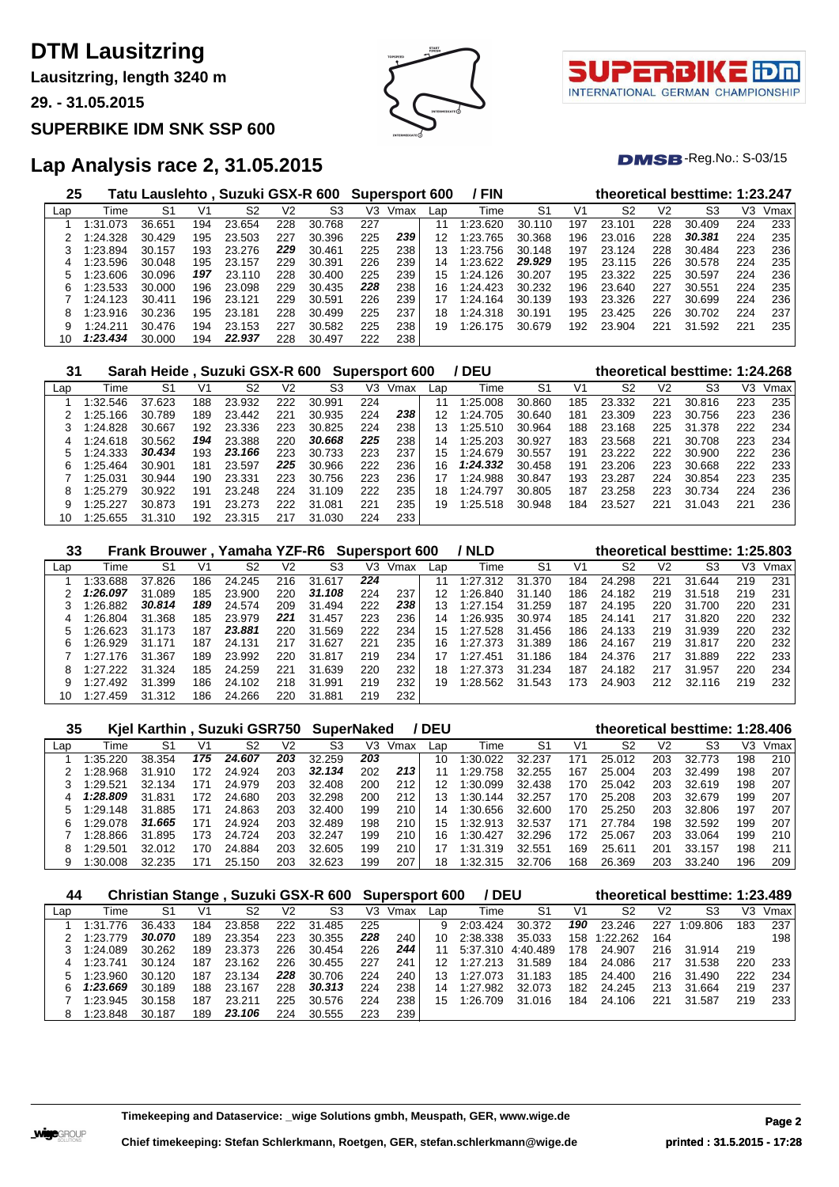# DTM Lausitzring

**Lausitzring, length 3240 m**

**29. - 31.05.2015**

**SUPERBIKE IDM SNK SSP 600**

SUPERBIKE IDM INTERNATIONAL GERMAN CHAMPIONSHIP

## Lap Analysis race 2, 31.05.2015

DMSB-Reg.No.: S-03/15

### 25 Tatu Lauslehto , Suzuki GSX-R 600 Supersport 600 / FIN — theoretical besttime: 1:23.247

| Lap | Time | S1 | V1 | S2 | V2 | S3 | V3 | Vmax | Lap | Time | S1 | V1 | S2 | V2 | S3 | V3 | Vmax |
|---|---|---|---|---|---|---|---|---|---|---|---|---|---|---|---|---|---|
| 1 | 1:31.073 | 36.651 | 194 | 23.654 | 228 | 30.768 | 227 | | 11 | 1:23.620 | 30.110 | 197 | 23.101 | 228 | 30.409 | 224 | 233 |
| 2 | 1:24.328 | 30.429 | 195 | 23.503 | 227 | 30.396 | 225 | ***239*** | 12 | 1:23.765 | 30.368 | 196 | 23.016 | 228 | ***30.381*** | 224 | 235 |
| 3 | 1:23.894 | 30.157 | 193 | 23.276 | ***229*** | 30.461 | 225 | 238 | 13 | 1:23.756 | 30.148 | 197 | 23.124 | 228 | 30.484 | 223 | 236 |
| 4 | 1:23.596 | 30.048 | 195 | 23.157 | 229 | 30.391 | 226 | 239 | 14 | 1:23.622 | ***29.929*** | 195 | 23.115 | 226 | 30.578 | 224 | 235 |
| 5 | 1:23.606 | 30.096 | ***197*** | 23.110 | 228 | 30.400 | 225 | 239 | 15 | 1:24.126 | 30.207 | 195 | 23.322 | 225 | 30.597 | 224 | 236 |
| 6 | 1:23.533 | 30.000 | 196 | 23.098 | 229 | 30.435 | ***228*** | 238 | 16 | 1:24.423 | 30.232 | 196 | 23.640 | 227 | 30.551 | 224 | 235 |
| 7 | 1:24.123 | 30.411 | 196 | 23.121 | 229 | 30.591 | 226 | 239 | 17 | 1:24.164 | 30.139 | 193 | 23.326 | 227 | 30.699 | 224 | 236 |
| 8 | 1:23.916 | 30.236 | 195 | 23.181 | 228 | 30.499 | 225 | 237 | 18 | 1:24.318 | 30.191 | 195 | 23.425 | 226 | 30.702 | 224 | 237 |
| 9 | 1:24.211 | 30.476 | 194 | 23.153 | 227 | 30.582 | 225 | 238 | 19 | 1:26.175 | 30.679 | 192 | 23.904 | 221 | 31.592 | 221 | 235 |
| 10 | ***1:23.434*** | 30.000 | 194 | ***22.937*** | 228 | 30.497 | 222 | 238 | | | | | | | | | |

### 31 Sarah Heide , Suzuki GSX-R 600 Supersport 600 / DEU — theoretical besttime: 1:24.268

| Lap | Time | S1 | V1 | S2 | V2 | S3 | V3 | Vmax | Lap | Time | S1 | V1 | S2 | V2 | S3 | V3 | Vmax |
|---|---|---|---|---|---|---|---|---|---|---|---|---|---|---|---|---|---|
| 1 | 1:32.546 | 37.623 | 188 | 23.932 | 222 | 30.991 | 224 | | 11 | 1:25.008 | 30.860 | 185 | 23.332 | 221 | 30.816 | 223 | 235 |
| 2 | 1:25.166 | 30.789 | 189 | 23.442 | 221 | 30.935 | 224 | ***238*** | 12 | 1:24.705 | 30.640 | 181 | 23.309 | 223 | 30.756 | 223 | 236 |
| 3 | 1:24.828 | 30.667 | 192 | 23.336 | 223 | 30.825 | 224 | 238 | 13 | 1:25.510 | 30.964 | 188 | 23.168 | 225 | 31.378 | 222 | 234 |
| 4 | 1:24.618 | 30.562 | ***194*** | 23.388 | 220 | ***30.668*** | ***225*** | 238 | 14 | 1:25.203 | 30.927 | 183 | 23.568 | 221 | 30.708 | 223 | 234 |
| 5 | 1:24.333 | ***30.434*** | 193 | ***23.166*** | 223 | 30.733 | 223 | 237 | 15 | 1:24.679 | 30.557 | 191 | 23.222 | 222 | 30.900 | 222 | 236 |
| 6 | 1:25.464 | 30.901 | 181 | 23.597 | ***225*** | 30.966 | 222 | 236 | 16 | ***1:24.332*** | 30.458 | 191 | 23.206 | 223 | 30.668 | 222 | 233 |
| 7 | 1:25.031 | 30.944 | 190 | 23.331 | 223 | 30.756 | 223 | 236 | 17 | 1:24.988 | 30.847 | 193 | 23.287 | 224 | 30.854 | 223 | 235 |
| 8 | 1:25.279 | 30.922 | 191 | 23.248 | 224 | 31.109 | 222 | 235 | 18 | 1:24.797 | 30.805 | 187 | 23.258 | 223 | 30.734 | 224 | 236 |
| 9 | 1:25.227 | 30.873 | 191 | 23.273 | 222 | 31.081 | 221 | 235 | 19 | 1:25.518 | 30.948 | 184 | 23.527 | 221 | 31.043 | 221 | 236 |
| 10 | 1:25.655 | 31.310 | 192 | 23.315 | 217 | 31.030 | 224 | 233 | | | | | | | | | |

### 33 Frank Brouwer , Yamaha YZF-R6 Supersport 600 / NLD — theoretical besttime: 1:25.803

| Lap | Time | S1 | V1 | S2 | V2 | S3 | V3 | Vmax | Lap | Time | S1 | V1 | S2 | V2 | S3 | V3 | Vmax |
|---|---|---|---|---|---|---|---|---|---|---|---|---|---|---|---|---|---|
| 1 | 1:33.688 | 37.826 | 186 | 24.245 | 216 | 31.617 | ***224*** | | 11 | 1:27.312 | 31.370 | 184 | 24.298 | 221 | 31.644 | 219 | 231 |
| 2 | ***1:26.097*** | 31.089 | 185 | 23.900 | 220 | ***31.108*** | 224 | 237 | 12 | 1:26.840 | 31.140 | 186 | 24.182 | 219 | 31.518 | 219 | 231 |
| 3 | 1:26.882 | ***30.814*** | ***189*** | 24.574 | 209 | 31.494 | 222 | ***238*** | 13 | 1:27.154 | 31.259 | 187 | 24.195 | 220 | 31.700 | 220 | 231 |
| 4 | 1:26.804 | 31.368 | 185 | 23.979 | ***221*** | 31.457 | 223 | 236 | 14 | 1:26.935 | 30.974 | 185 | 24.141 | 217 | 31.820 | 220 | 232 |
| 5 | 1:26.623 | 31.173 | 187 | ***23.881*** | 220 | 31.569 | 222 | 234 | 15 | 1:27.528 | 31.456 | 186 | 24.133 | 219 | 31.939 | 220 | 232 |
| 6 | 1:26.929 | 31.171 | 187 | 24.131 | 217 | 31.627 | 221 | 235 | 16 | 1:27.373 | 31.389 | 186 | 24.167 | 219 | 31.817 | 220 | 232 |
| 7 | 1:27.176 | 31.367 | 189 | 23.992 | 220 | 31.817 | 219 | 234 | 17 | 1:27.451 | 31.186 | 184 | 24.376 | 217 | 31.889 | 222 | 233 |
| 8 | 1:27.222 | 31.324 | 185 | 24.259 | 221 | 31.639 | 220 | 232 | 18 | 1:27.373 | 31.234 | 187 | 24.182 | 217 | 31.957 | 220 | 234 |
| 9 | 1:27.492 | 31.399 | 186 | 24.102 | 218 | 31.991 | 219 | 232 | 19 | 1:28.562 | 31.543 | 173 | 24.903 | 212 | 32.116 | 219 | 232 |
| 10 | 1:27.459 | 31.312 | 186 | 24.266 | 220 | 31.881 | 219 | 232 | | | | | | | | | |

### 35 Kjel Karthin , Suzuki GSR750 SuperNaked / DEU — theoretical besttime: 1:28.406

| Lap | Time | S1 | V1 | S2 | V2 | S3 | V3 | Vmax | Lap | Time | S1 | V1 | S2 | V2 | S3 | V3 | Vmax |
|---|---|---|---|---|---|---|---|---|---|---|---|---|---|---|---|---|---|
| 1 | 1:35.220 | 38.354 | ***175*** | ***24.607*** | ***203*** | 32.259 | ***203*** | | 10 | 1:30.022 | 32.237 | 171 | 25.012 | 203 | 32.773 | 198 | 210 |
| 2 | 1:28.968 | 31.910 | 172 | 24.924 | 203 | ***32.134*** | 202 | ***213*** | 11 | 1:29.758 | 32.255 | 167 | 25.004 | 203 | 32.499 | 198 | 207 |
| 3 | 1:29.521 | 32.134 | 171 | 24.979 | 203 | 32.408 | 200 | 212 | 12 | 1:30.099 | 32.438 | 170 | 25.042 | 203 | 32.619 | 198 | 207 |
| 4 | ***1:28.809*** | 31.831 | 172 | 24.680 | 203 | 32.298 | 200 | 212 | 13 | 1:30.144 | 32.257 | 170 | 25.208 | 203 | 32.679 | 199 | 207 |
| 5 | 1:29.148 | 31.885 | 171 | 24.863 | 203 | 32.400 | 199 | 210 | 14 | 1:30.656 | 32.600 | 170 | 25.250 | 203 | 32.806 | 197 | 207 |
| 6 | 1:29.078 | ***31.665*** | 171 | 24.924 | 203 | 32.489 | 198 | 210 | 15 | 1:32.913 | 32.537 | 171 | 27.784 | 198 | 32.592 | 199 | 207 |
| 7 | 1:28.866 | 31.895 | 173 | 24.724 | 203 | 32.247 | 199 | 210 | 16 | 1:30.427 | 32.296 | 172 | 25.067 | 203 | 33.064 | 199 | 210 |
| 8 | 1:29.501 | 32.012 | 170 | 24.884 | 203 | 32.605 | 199 | 210 | 17 | 1:31.319 | 32.551 | 169 | 25.611 | 201 | 33.157 | 198 | 211 |
| 9 | 1:30.008 | 32.235 | 171 | 25.150 | 203 | 32.623 | 199 | 207 | 18 | 1:32.315 | 32.706 | 168 | 26.369 | 203 | 33.240 | 196 | 209 |

### 44 Christian Stange , Suzuki GSX-R 600 Supersport 600 / DEU — theoretical besttime: 1:23.489

| Lap | Time | S1 | V1 | S2 | V2 | S3 | V3 | Vmax | Lap | Time | S1 | V1 | S2 | V2 | S3 | V3 | Vmax |
|---|---|---|---|---|---|---|---|---|---|---|---|---|---|---|---|---|---|
| 1 | 1:31.776 | 36.433 | 184 | 23.858 | 222 | 31.485 | 225 | | 9 | 2:03.424 | 30.372 | ***190*** | 23.246 | 227 | 1:09.806 | 183 | 237 |
| 2 | 1:23.779 | ***30.070*** | 189 | 23.354 | 223 | 30.355 | ***228*** | 240 | 10 | 2:38.338 | 35.033 | 158 | 1:22.262 | 164 | | | 198 |
| 3 | 1:24.089 | 30.262 | 189 | 23.373 | 226 | 30.454 | 226 | ***244*** | 11 | 5:37.310 | 4:40.489 | 178 | 24.907 | 216 | 31.914 | 219 | |
| 4 | 1:23.741 | 30.124 | 187 | 23.162 | 226 | 30.455 | 227 | 241 | 12 | 1:27.213 | 31.589 | 184 | 24.086 | 217 | 31.538 | 220 | 233 |
| 5 | 1:23.960 | 30.120 | 187 | 23.134 | ***228*** | 30.706 | 224 | 240 | 13 | 1:27.073 | 31.183 | 185 | 24.400 | 216 | 31.490 | 222 | 234 |
| 6 | ***1:23.669*** | 30.189 | 188 | 23.167 | 228 | ***30.313*** | 224 | 238 | 14 | 1:27.982 | 32.073 | 182 | 24.245 | 213 | 31.664 | 219 | 237 |
| 7 | 1:23.945 | 30.158 | 187 | 23.211 | 225 | 30.576 | 224 | 238 | 15 | 1:26.709 | 31.016 | 184 | 24.106 | 221 | 31.587 | 219 | 233 |
| 8 | 1:23.848 | 30.187 | 189 | ***23.106*** | 224 | 30.555 | 223 | 239 | | | | | | | | | |

**Timekeeping and Dataservice: _wige Solutions gmbh, Meuspath, GER, www.wige.de**

**Chief timekeeping: Stefan Schlerkmann, Roetgen, GER, stefan.schlerkmann@wige.de**

**printed : 31.5.2015 - 17:28**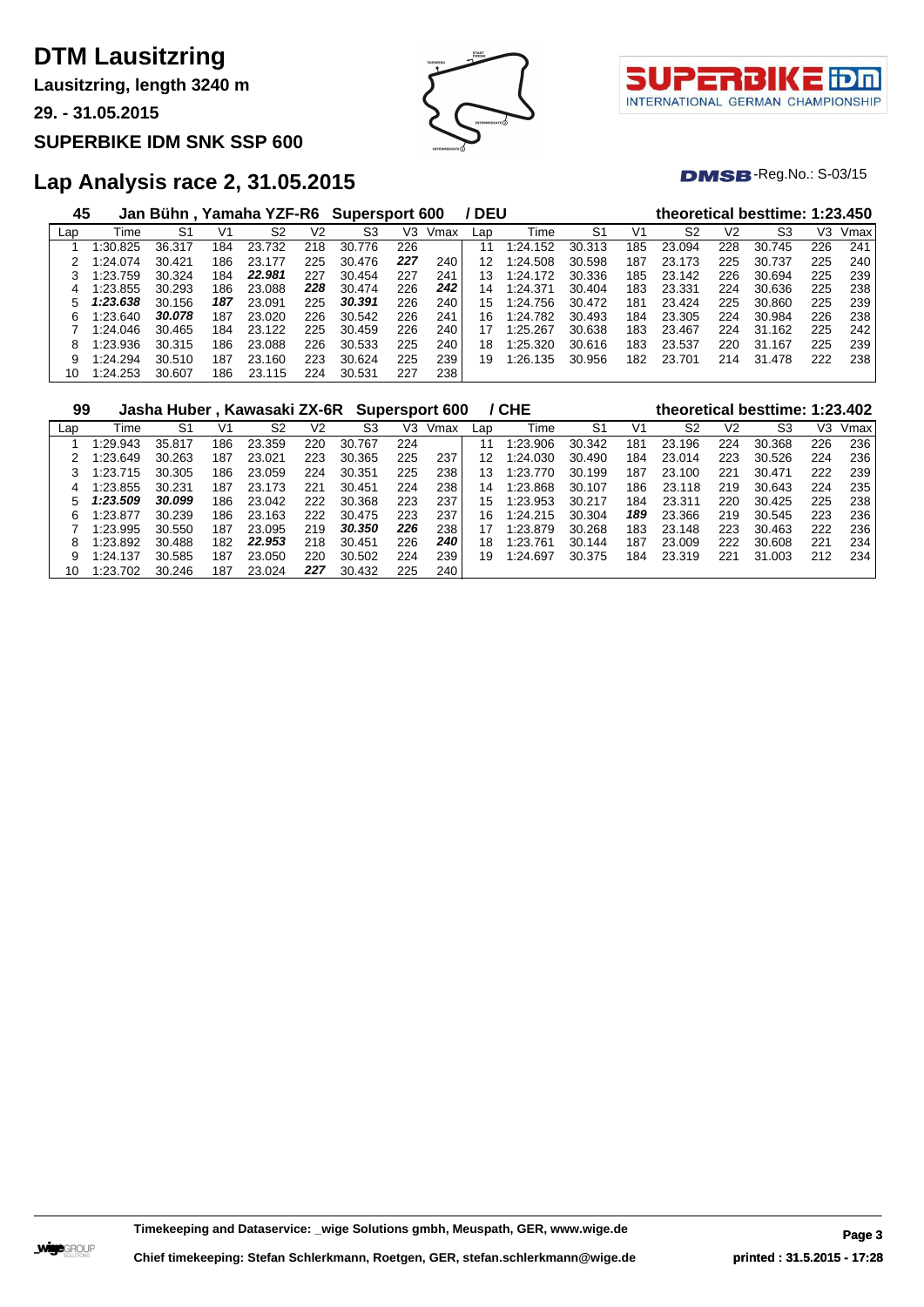# DTM Lausitzring

**Lausitzring, length 3240 m**

**29. - 31.05.2015**

**SUPERBIKE IDM SNK SSP 600**

SUPERBIKE IDM INTERNATIONAL GERMAN CHAMPIONSHIP

## Lap Analysis race 2, 31.05.2015

DMSB-Reg.No.: S-03/15

### 45 Jan Bühn , Yamaha YZF-R6 Supersport 600 / DEU — theoretical besttime: 1:23.450

| Lap | Time | S1 | V1 | S2 | V2 | S3 | V3 | Vmax | Lap | Time | S1 | V1 | S2 | V2 | S3 | V3 | Vmax |
|---|---|---|---|---|---|---|---|---|---|---|---|---|---|---|---|---|---|
| 1 | 1:30.825 | 36.317 | 184 | 23.732 | 218 | 30.776 | 226 | | 11 | 1:24.152 | 30.313 | 185 | 23.094 | 228 | 30.745 | 226 | 241 |
| 2 | 1:24.074 | 30.421 | 186 | 23.177 | 225 | 30.476 | ***227*** | 240 | 12 | 1:24.508 | 30.598 | 187 | 23.173 | 225 | 30.737 | 225 | 240 |
| 3 | 1:23.759 | 30.324 | 184 | ***22.981*** | 227 | 30.454 | 227 | 241 | 13 | 1:24.172 | 30.336 | 185 | 23.142 | 226 | 30.694 | 225 | 239 |
| 4 | 1:23.855 | 30.293 | 186 | 23.088 | ***228*** | 30.474 | 226 | ***242*** | 14 | 1:24.371 | 30.404 | 183 | 23.331 | 224 | 30.636 | 225 | 238 |
| 5 | ***1:23.638*** | 30.156 | ***187*** | 23.091 | 225 | ***30.391*** | 226 | 240 | 15 | 1:24.756 | 30.472 | 181 | 23.424 | 225 | 30.860 | 225 | 239 |
| 6 | 1:23.640 | ***30.078*** | 187 | 23.020 | 226 | 30.542 | 226 | 241 | 16 | 1:24.782 | 30.493 | 184 | 23.305 | 224 | 30.984 | 226 | 238 |
| 7 | 1:24.046 | 30.465 | 184 | 23.122 | 225 | 30.459 | 226 | 240 | 17 | 1:25.267 | 30.638 | 183 | 23.467 | 224 | 31.162 | 225 | 242 |
| 8 | 1:23.936 | 30.315 | 186 | 23.088 | 226 | 30.533 | 225 | 240 | 18 | 1:25.320 | 30.616 | 183 | 23.537 | 220 | 31.167 | 225 | 239 |
| 9 | 1:24.294 | 30.510 | 187 | 23.160 | 223 | 30.624 | 225 | 239 | 19 | 1:26.135 | 30.956 | 182 | 23.701 | 214 | 31.478 | 222 | 238 |
| 10 | 1:24.253 | 30.607 | 186 | 23.115 | 224 | 30.531 | 227 | 238 | | | | | | | | | |

### 99 Jasha Huber , Kawasaki ZX-6R Supersport 600 / CHE — theoretical besttime: 1:23.402

| Lap | Time | S1 | V1 | S2 | V2 | S3 | V3 | Vmax | Lap | Time | S1 | V1 | S2 | V2 | S3 | V3 | Vmax |
|---|---|---|---|---|---|---|---|---|---|---|---|---|---|---|---|---|---|
| 1 | 1:29.943 | 35.817 | 186 | 23.359 | 220 | 30.767 | 224 | | 11 | 1:23.906 | 30.342 | 181 | 23.196 | 224 | 30.368 | 226 | 236 |
| 2 | 1:23.649 | 30.263 | 187 | 23.021 | 223 | 30.365 | 225 | 237 | 12 | 1:24.030 | 30.490 | 184 | 23.014 | 223 | 30.526 | 224 | 236 |
| 3 | 1:23.715 | 30.305 | 186 | 23.059 | 224 | 30.351 | 225 | 238 | 13 | 1:23.770 | 30.199 | 187 | 23.100 | 221 | 30.471 | 222 | 239 |
| 4 | 1:23.855 | 30.231 | 187 | 23.173 | 221 | 30.451 | 224 | 238 | 14 | 1:23.868 | 30.107 | 186 | 23.118 | 219 | 30.643 | 224 | 235 |
| 5 | ***1:23.509*** | ***30.099*** | 186 | 23.042 | 222 | 30.368 | 223 | 237 | 15 | 1:23.953 | 30.217 | 184 | 23.311 | 220 | 30.425 | 225 | 238 |
| 6 | 1:23.877 | 30.239 | 186 | 23.163 | 222 | 30.475 | 223 | 237 | 16 | 1:24.215 | 30.304 | ***189*** | 23.366 | 219 | 30.545 | 223 | 236 |
| 7 | 1:23.995 | 30.550 | 187 | 23.095 | 219 | ***30.350*** | ***226*** | 238 | 17 | 1:23.879 | 30.268 | 183 | 23.148 | 223 | 30.463 | 222 | 236 |
| 8 | 1:23.892 | 30.488 | 182 | ***22.953*** | 218 | 30.451 | 226 | ***240*** | 18 | 1:23.761 | 30.144 | 187 | 23.009 | 222 | 30.608 | 221 | 234 |
| 9 | 1:24.137 | 30.585 | 187 | 23.050 | 220 | 30.502 | 224 | 239 | 19 | 1:24.697 | 30.375 | 184 | 23.319 | 221 | 31.003 | 212 | 234 |
| 10 | 1:23.702 | 30.246 | 187 | 23.024 | ***227*** | 30.432 | 225 | 240 | | | | | | | | | |

**Timekeeping and Dataservice: _wige Solutions gmbh, Meuspath, GER, www.wige.de**

**Chief timekeeping: Stefan Schlerkmann, Roetgen, GER, stefan.schlerkmann@wige.de**

**printed : 31.5.2015 - 17:28**